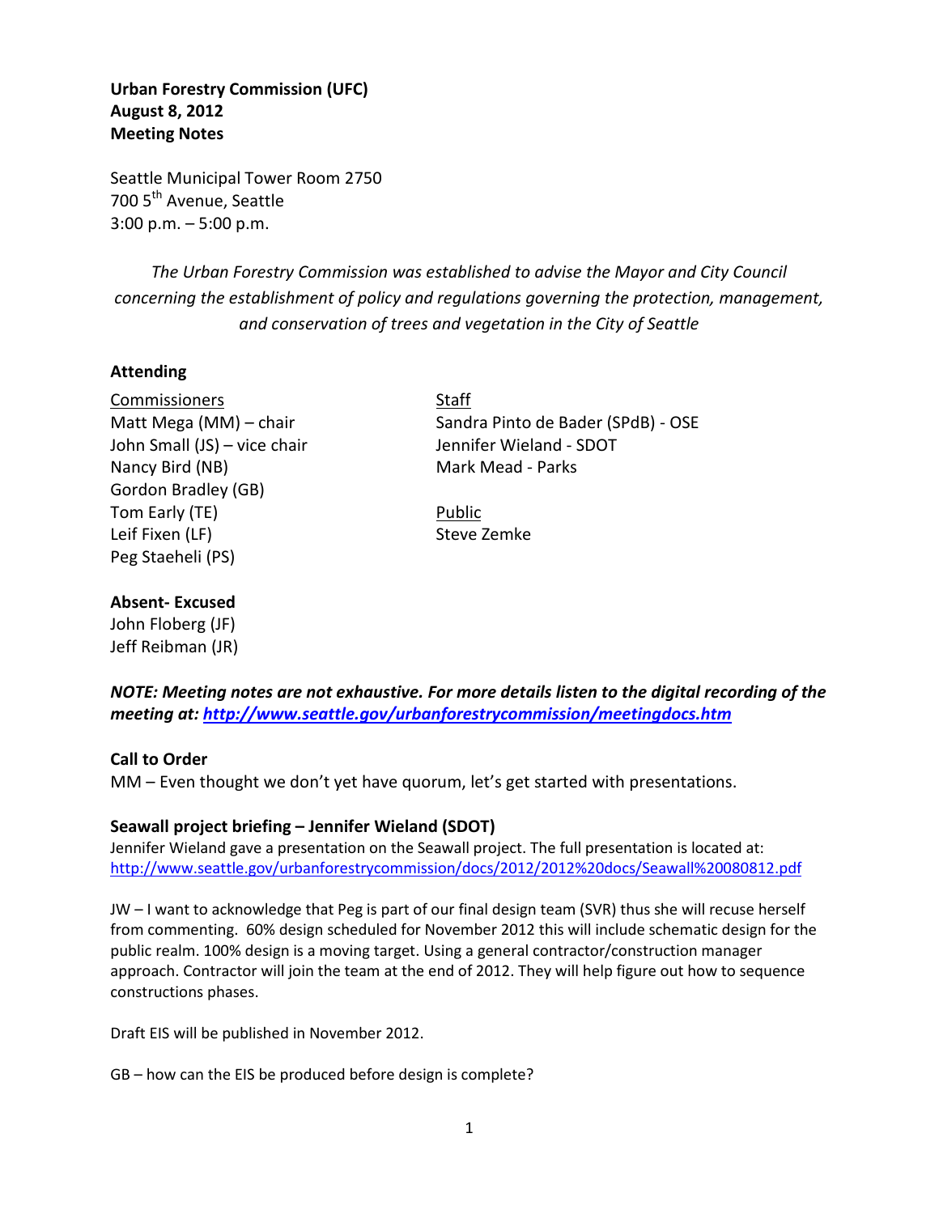**Urban Forestry Commission (UFC)**
**August 8, 2012**
**Meeting Notes**

Seattle Municipal Tower Room 2750
700 5th Avenue, Seattle
3:00 p.m. – 5:00 p.m.

*The Urban Forestry Commission was established to advise the Mayor and City Council concerning the establishment of policy and regulations governing the protection, management, and conservation of trees and vegetation in the City of Seattle*

**Attending**

Commissioners
Matt Mega (MM) – chair
John Small (JS) – vice chair
Nancy Bird (NB)
Gordon Bradley (GB)
Tom Early (TE)
Leif Fixen (LF)
Peg Staeheli (PS)

Staff
Sandra Pinto de Bader (SPdB) - OSE
Jennifer Wieland - SDOT
Mark Mead - Parks

Public
Steve Zemke

**Absent- Excused**
John Floberg (JF)
Jeff Reibman (JR)

***NOTE: Meeting notes are not exhaustive. For more details listen to the digital recording of the meeting at: http://www.seattle.gov/urbanforestrycommission/meetingdocs.htm***

**Call to Order**
MM – Even thought we don't yet have quorum, let's get started with presentations.

**Seawall project briefing – Jennifer Wieland (SDOT)**
Jennifer Wieland gave a presentation on the Seawall project. The full presentation is located at: http://www.seattle.gov/urbanforestrycommission/docs/2012/2012%20docs/Seawall%20080812.pdf

JW – I want to acknowledge that Peg is part of our final design team (SVR) thus she will recuse herself from commenting. 60% design scheduled for November 2012 this will include schematic design for the public realm. 100% design is a moving target. Using a general contractor/construction manager approach. Contractor will join the team at the end of 2012. They will help figure out how to sequence constructions phases.

Draft EIS will be published in November 2012.

GB – how can the EIS be produced before design is complete?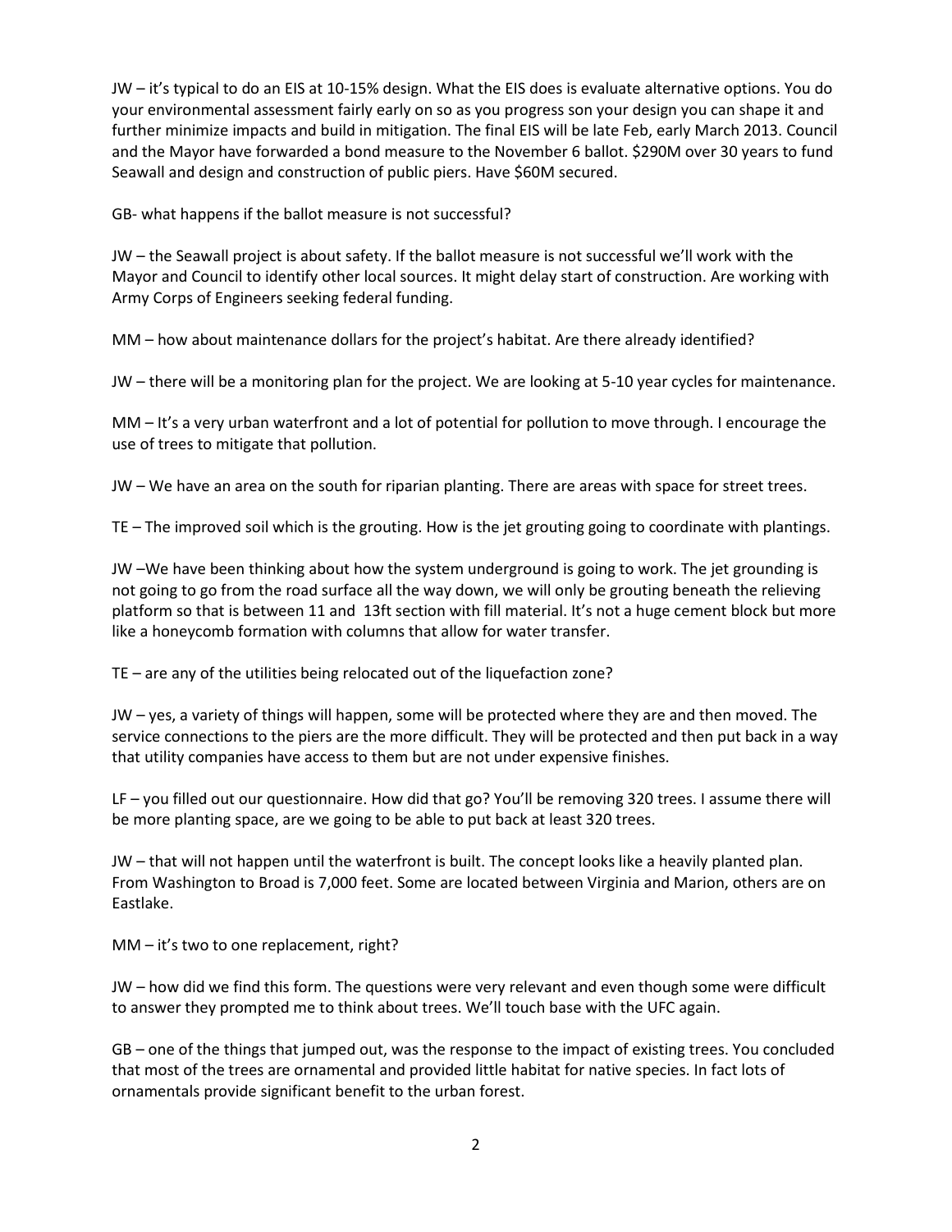JW – it's typical to do an EIS at 10-15% design. What the EIS does is evaluate alternative options. You do your environmental assessment fairly early on so as you progress son your design you can shape it and further minimize impacts and build in mitigation. The final EIS will be late Feb, early March 2013. Council and the Mayor have forwarded a bond measure to the November 6 ballot. $290M over 30 years to fund Seawall and design and construction of public piers. Have $60M secured.

GB- what happens if the ballot measure is not successful?

JW – the Seawall project is about safety. If the ballot measure is not successful we'll work with the Mayor and Council to identify other local sources. It might delay start of construction. Are working with Army Corps of Engineers seeking federal funding.

MM – how about maintenance dollars for the project's habitat. Are there already identified?

JW – there will be a monitoring plan for the project. We are looking at 5-10 year cycles for maintenance.

MM – It's a very urban waterfront and a lot of potential for pollution to move through. I encourage the use of trees to mitigate that pollution.

JW – We have an area on the south for riparian planting. There are areas with space for street trees.

TE – The improved soil which is the grouting. How is the jet grouting going to coordinate with plantings.

JW –We have been thinking about how the system underground is going to work. The jet grounding is not going to go from the road surface all the way down, we will only be grouting beneath the relieving platform so that is between 11 and 13ft section with fill material. It's not a huge cement block but more like a honeycomb formation with columns that allow for water transfer.

TE – are any of the utilities being relocated out of the liquefaction zone?

JW – yes, a variety of things will happen, some will be protected where they are and then moved. The service connections to the piers are the more difficult. They will be protected and then put back in a way that utility companies have access to them but are not under expensive finishes.

LF – you filled out our questionnaire. How did that go? You'll be removing 320 trees. I assume there will be more planting space, are we going to be able to put back at least 320 trees.

JW – that will not happen until the waterfront is built. The concept looks like a heavily planted plan. From Washington to Broad is 7,000 feet. Some are located between Virginia and Marion, others are on Eastlake.

MM – it's two to one replacement, right?

JW – how did we find this form. The questions were very relevant and even though some were difficult to answer they prompted me to think about trees. We'll touch base with the UFC again.

GB – one of the things that jumped out, was the response to the impact of existing trees. You concluded that most of the trees are ornamental and provided little habitat for native species. In fact lots of ornamentals provide significant benefit to the urban forest.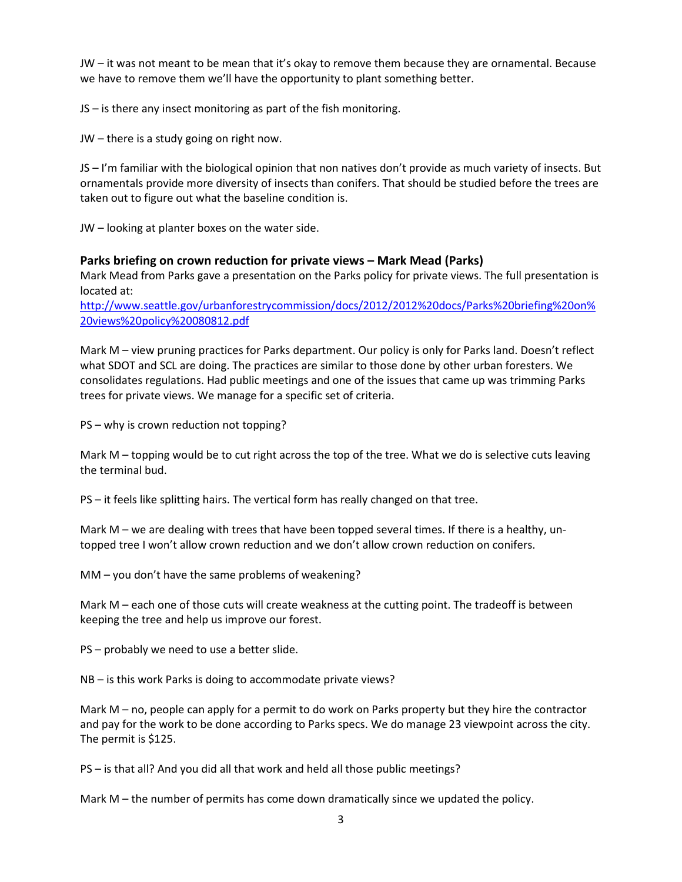JW – it was not meant to be mean that it's okay to remove them because they are ornamental. Because we have to remove them we'll have the opportunity to plant something better.

JS – is there any insect monitoring as part of the fish monitoring.

JW – there is a study going on right now.

JS – I'm familiar with the biological opinion that non natives don't provide as much variety of insects. But ornamentals provide more diversity of insects than conifers. That should be studied before the trees are taken out to figure out what the baseline condition is.

JW – looking at planter boxes on the water side.

### Parks briefing on crown reduction for private views – Mark Mead (Parks)

Mark Mead from Parks gave a presentation on the Parks policy for private views. The full presentation is located at:
[http://www.seattle.gov/urbanforestrycommission/docs/2012/2012%20docs/Parks%20briefing%20on%20views%20policy%20080812.pdf](http://www.seattle.gov/urbanforestrycommission/docs/2012/2012%20docs/Parks%20briefing%20on%20views%20policy%20080812.pdf)

Mark M – view pruning practices for Parks department. Our policy is only for Parks land. Doesn't reflect what SDOT and SCL are doing. The practices are similar to those done by other urban foresters. We consolidates regulations. Had public meetings and one of the issues that came up was trimming Parks trees for private views. We manage for a specific set of criteria.

PS – why is crown reduction not topping?

Mark M – topping would be to cut right across the top of the tree. What we do is selective cuts leaving the terminal bud.

PS – it feels like splitting hairs. The vertical form has really changed on that tree.

Mark M – we are dealing with trees that have been topped several times. If there is a healthy, un-topped tree I won't allow crown reduction and we don't allow crown reduction on conifers.

MM – you don't have the same problems of weakening?

Mark M – each one of those cuts will create weakness at the cutting point. The tradeoff is between keeping the tree and help us improve our forest.

PS – probably we need to use a better slide.

NB – is this work Parks is doing to accommodate private views?

Mark M – no, people can apply for a permit to do work on Parks property but they hire the contractor and pay for the work to be done according to Parks specs. We do manage 23 viewpoint across the city. The permit is $125.

PS – is that all? And you did all that work and held all those public meetings?

Mark M – the number of permits has come down dramatically since we updated the policy.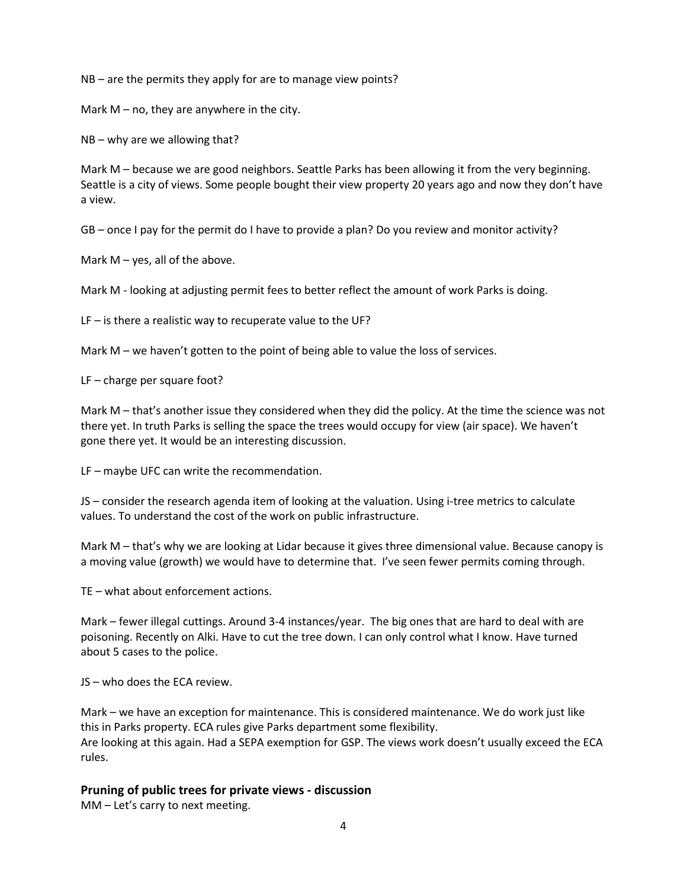NB – are the permits they apply for are to manage view points?

Mark M – no, they are anywhere in the city.

NB – why are we allowing that?

Mark M – because we are good neighbors. Seattle Parks has been allowing it from the very beginning. Seattle is a city of views. Some people bought their view property 20 years ago and now they don't have a view.

GB – once I pay for the permit do I have to provide a plan? Do you review and monitor activity?

Mark M – yes, all of the above.

Mark M - looking at adjusting permit fees to better reflect the amount of work Parks is doing.

LF – is there a realistic way to recuperate value to the UF?

Mark M – we haven't gotten to the point of being able to value the loss of services.

LF – charge per square foot?

Mark M – that's another issue they considered when they did the policy. At the time the science was not there yet. In truth Parks is selling the space the trees would occupy for view (air space). We haven't gone there yet. It would be an interesting discussion.

LF – maybe UFC can write the recommendation.

JS – consider the research agenda item of looking at the valuation. Using i-tree metrics to calculate values. To understand the cost of the work on public infrastructure.

Mark M – that's why we are looking at Lidar because it gives three dimensional value. Because canopy is a moving value (growth) we would have to determine that. I've seen fewer permits coming through.

TE – what about enforcement actions.

Mark – fewer illegal cuttings. Around 3-4 instances/year. The big ones that are hard to deal with are poisoning. Recently on Alki. Have to cut the tree down. I can only control what I know. Have turned about 5 cases to the police.

JS – who does the ECA review.

Mark – we have an exception for maintenance. This is considered maintenance. We do work just like this in Parks property. ECA rules give Parks department some flexibility.
Are looking at this again. Had a SEPA exemption for GSP. The views work doesn't usually exceed the ECA rules.

## Pruning of public trees for private views - discussion

MM – Let's carry to next meeting.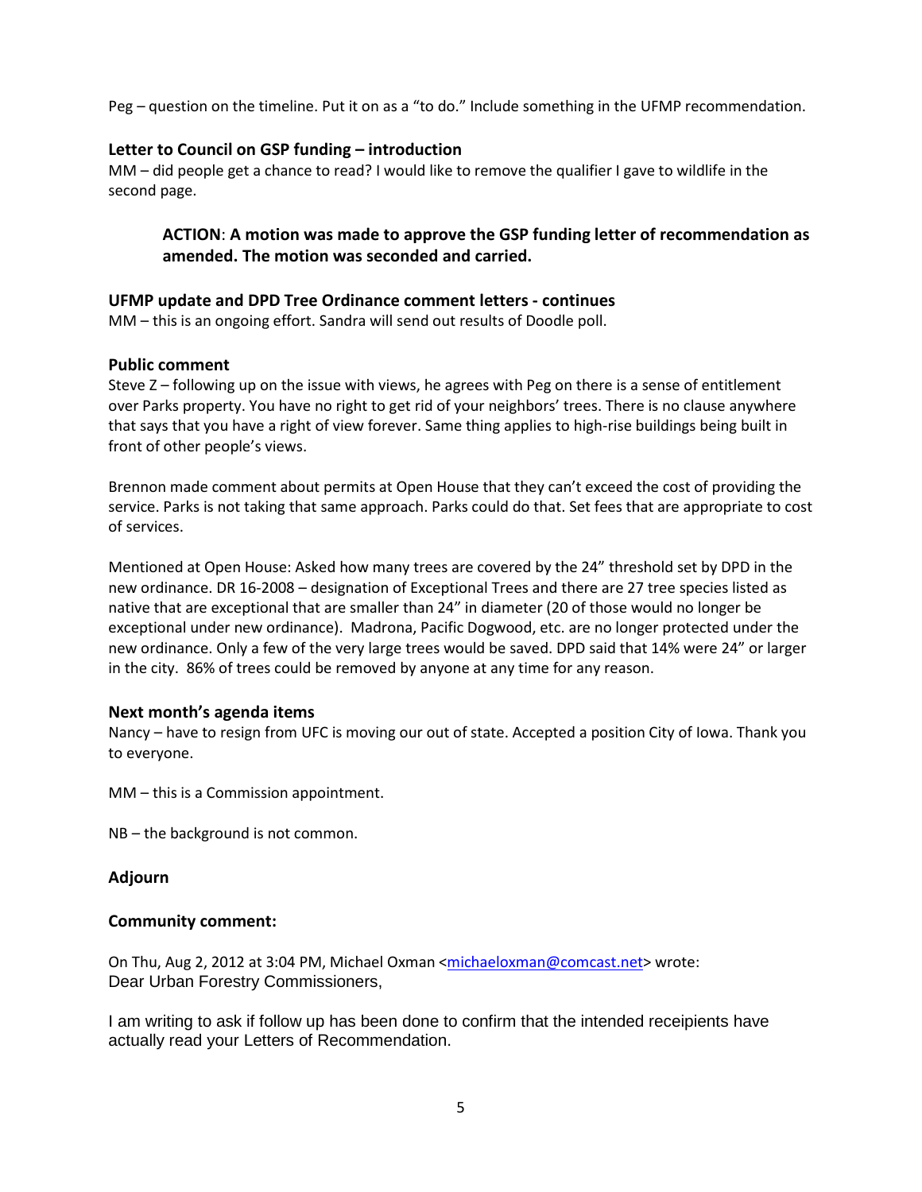Peg – question on the timeline. Put it on as a "to do." Include something in the UFMP recommendation.

### Letter to Council on GSP funding – introduction

MM – did people get a chance to read? I would like to remove the qualifier I gave to wildlife in the second page.

> **ACTION**: **A motion was made to approve the GSP funding letter of recommendation as amended. The motion was seconded and carried.**

### UFMP update and DPD Tree Ordinance comment letters - continues

MM – this is an ongoing effort. Sandra will send out results of Doodle poll.

### Public comment

Steve Z – following up on the issue with views, he agrees with Peg on there is a sense of entitlement over Parks property. You have no right to get rid of your neighbors' trees. There is no clause anywhere that says that you have a right of view forever. Same thing applies to high-rise buildings being built in front of other people's views.

Brennon made comment about permits at Open House that they can't exceed the cost of providing the service. Parks is not taking that same approach. Parks could do that. Set fees that are appropriate to cost of services.

Mentioned at Open House: Asked how many trees are covered by the 24" threshold set by DPD in the new ordinance. DR 16-2008 – designation of Exceptional Trees and there are 27 tree species listed as native that are exceptional that are smaller than 24" in diameter (20 of those would no longer be exceptional under new ordinance). Madrona, Pacific Dogwood, etc. are no longer protected under the new ordinance. Only a few of the very large trees would be saved. DPD said that 14% were 24" or larger in the city. 86% of trees could be removed by anyone at any time for any reason.

### Next month's agenda items

Nancy – have to resign from UFC is moving our out of state. Accepted a position City of Iowa. Thank you to everyone.

MM – this is a Commission appointment.

NB – the background is not common.

### Adjourn

### Community comment:

On Thu, Aug 2, 2012 at 3:04 PM, Michael Oxman <michaeloxman@comcast.net> wrote:
Dear Urban Forestry Commissioners,

I am writing to ask if follow up has been done to confirm that the intended receipients have actually read your Letters of Recommendation.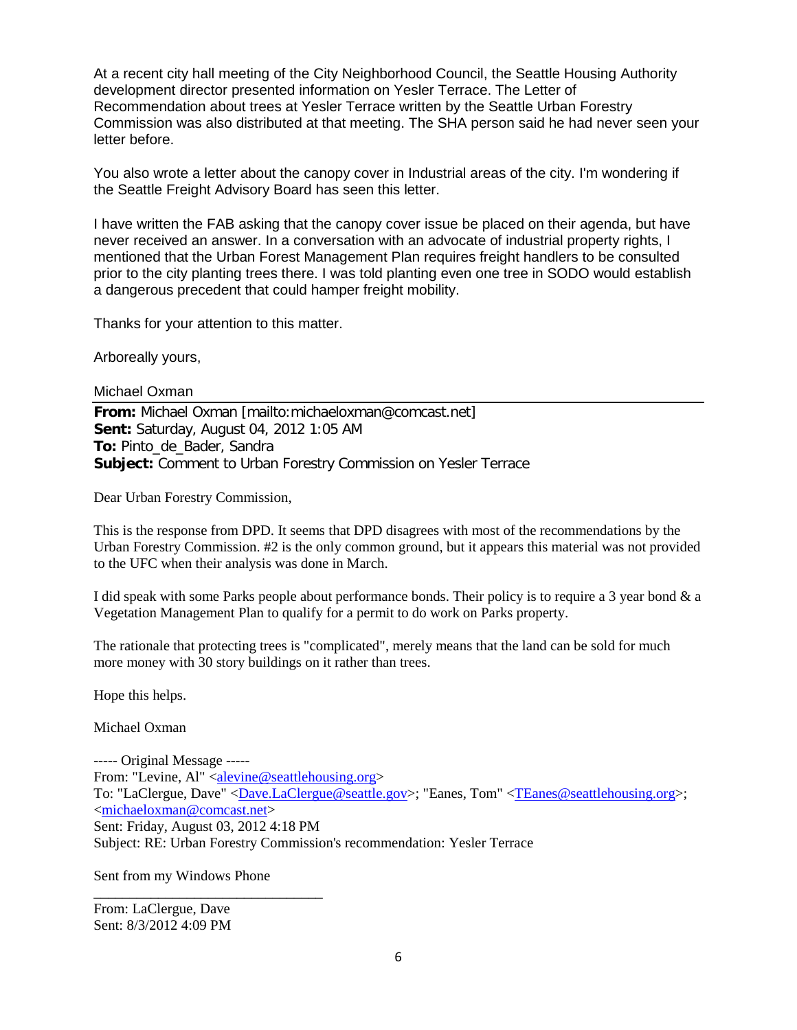At a recent city hall meeting of the City Neighborhood Council, the Seattle Housing Authority development director presented information on Yesler Terrace. The Letter of Recommendation about trees at Yesler Terrace written by the Seattle Urban Forestry Commission was also distributed at that meeting. The SHA person said he had never seen your letter before.

You also wrote a letter about the canopy cover in Industrial areas of the city. I'm wondering if the Seattle Freight Advisory Board has seen this letter.

I have written the FAB asking that the canopy cover issue be placed on their agenda, but have never received an answer. In a conversation with an advocate of industrial property rights, I mentioned that the Urban Forest Management Plan requires freight handlers to be consulted prior to the city planting trees there. I was told planting even one tree in SODO would establish a dangerous precedent that could hamper freight mobility.

Thanks for your attention to this matter.

Arboreally yours,

Michael Oxman

---

**From:** Michael Oxman [mailto:michaeloxman@comcast.net]
**Sent:** Saturday, August 04, 2012 1:05 AM
**To:** Pinto_de_Bader, Sandra
**Subject:** Comment to Urban Forestry Commission on Yesler Terrace

Dear Urban Forestry Commission,

This is the response from DPD. It seems that DPD disagrees with most of the recommendations by the Urban Forestry Commission. #2 is the only common ground, but it appears this material was not provided to the UFC when their analysis was done in March.

I did speak with some Parks people about performance bonds. Their policy is to require a 3 year bond & a Vegetation Management Plan to qualify for a permit to do work on Parks property.

The rationale that protecting trees is "complicated", merely means that the land can be sold for much more money with 30 story buildings on it rather than trees.

Hope this helps.

Michael Oxman

----- Original Message -----
From: "Levine, Al" <alevine@seattlehousing.org>
To: "LaClergue, Dave" <Dave.LaClergue@seattle.gov>; "Eanes, Tom" <TEanes@seattlehousing.org>; <michaeloxman@comcast.net>
Sent: Friday, August 03, 2012 4:18 PM
Subject: RE: Urban Forestry Commission's recommendation: Yesler Terrace

Sent from my Windows Phone

---

From: LaClergue, Dave
Sent: 8/3/2012 4:09 PM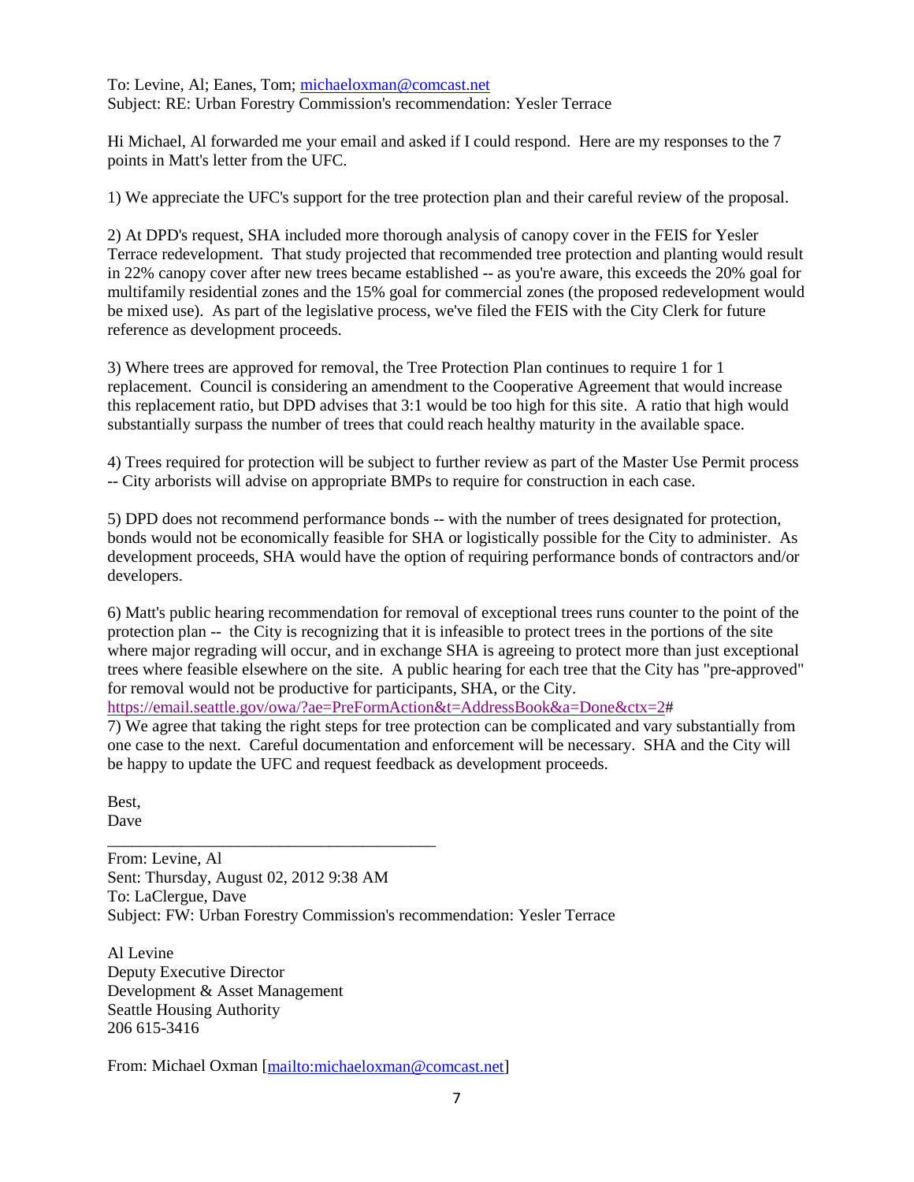To: Levine, Al; Eanes, Tom; michaeloxman@comcast.net
Subject: RE: Urban Forestry Commission's recommendation: Yesler Terrace

Hi Michael, Al forwarded me your email and asked if I could respond. Here are my responses to the 7 points in Matt's letter from the UFC.

1) We appreciate the UFC's support for the tree protection plan and their careful review of the proposal.

2) At DPD's request, SHA included more thorough analysis of canopy cover in the FEIS for Yesler Terrace redevelopment. That study projected that recommended tree protection and planting would result in 22% canopy cover after new trees became established -- as you're aware, this exceeds the 20% goal for multifamily residential zones and the 15% goal for commercial zones (the proposed redevelopment would be mixed use). As part of the legislative process, we've filed the FEIS with the City Clerk for future reference as development proceeds.

3) Where trees are approved for removal, the Tree Protection Plan continues to require 1 for 1 replacement. Council is considering an amendment to the Cooperative Agreement that would increase this replacement ratio, but DPD advises that 3:1 would be too high for this site. A ratio that high would substantially surpass the number of trees that could reach healthy maturity in the available space.

4) Trees required for protection will be subject to further review as part of the Master Use Permit process -- City arborists will advise on appropriate BMPs to require for construction in each case.

5) DPD does not recommend performance bonds -- with the number of trees designated for protection, bonds would not be economically feasible for SHA or logistically possible for the City to administer. As development proceeds, SHA would have the option of requiring performance bonds of contractors and/or developers.

6) Matt's public hearing recommendation for removal of exceptional trees runs counter to the point of the protection plan -- the City is recognizing that it is infeasible to protect trees in the portions of the site where major regrading will occur, and in exchange SHA is agreeing to protect more than just exceptional trees where feasible elsewhere on the site. A public hearing for each tree that the City has "pre-approved" for removal would not be productive for participants, SHA, or the City.
https://email.seattle.gov/owa/?ae=PreFormAction&t=AddressBook&a=Done&ctx=2#

7) We agree that taking the right steps for tree protection can be complicated and vary substantially from one case to the next. Careful documentation and enforcement will be necessary. SHA and the City will be happy to update the UFC and request feedback as development proceeds.

Best,
Dave

---

From: Levine, Al
Sent: Thursday, August 02, 2012 9:38 AM
To: LaClergue, Dave
Subject: FW: Urban Forestry Commission's recommendation: Yesler Terrace

Al Levine
Deputy Executive Director
Development & Asset Management
Seattle Housing Authority
206 615-3416

From: Michael Oxman [mailto:michaeloxman@comcast.net]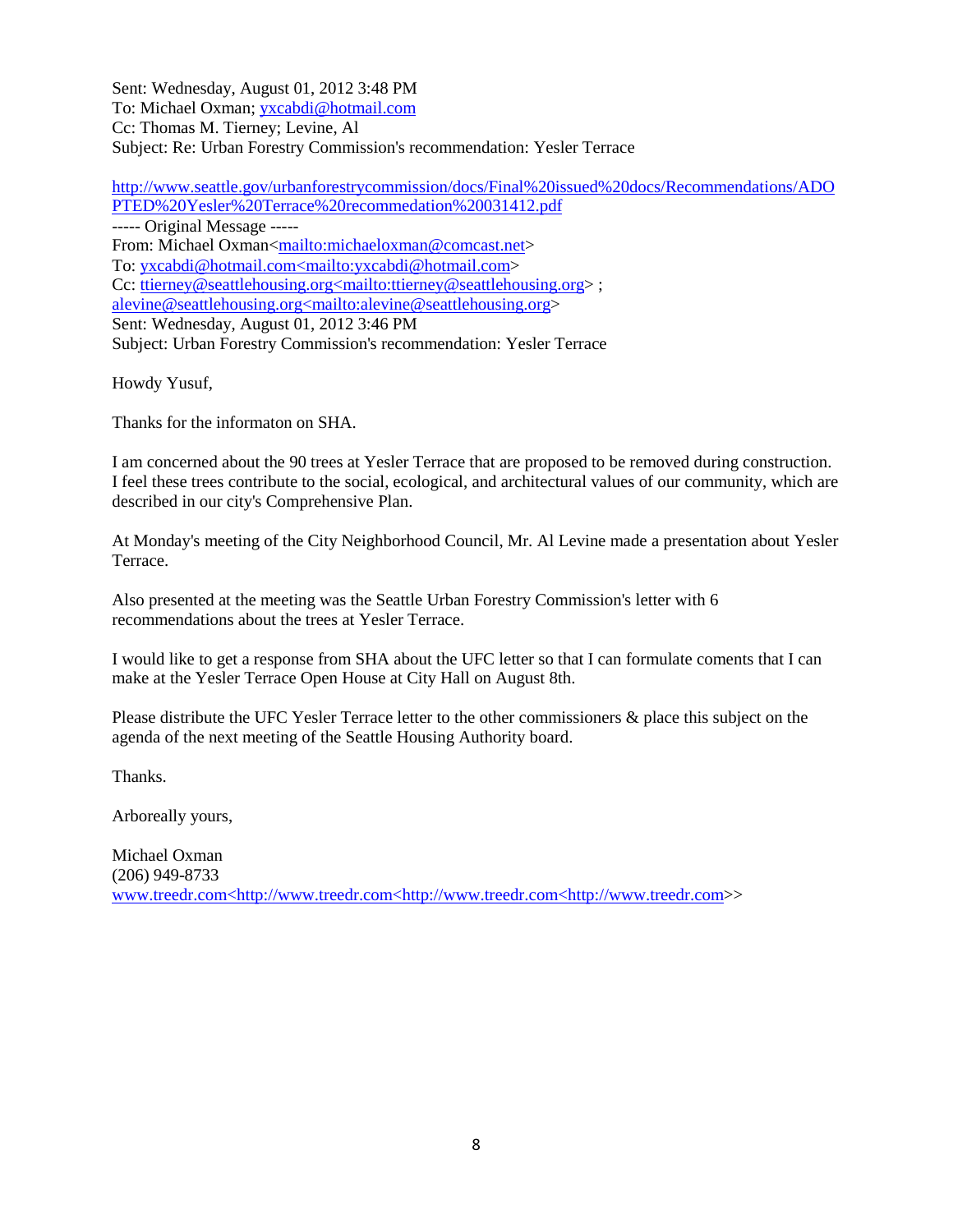Sent: Wednesday, August 01, 2012 3:48 PM
To: Michael Oxman; yxcabdi@hotmail.com
Cc: Thomas M. Tierney; Levine, Al
Subject: Re: Urban Forestry Commission's recommendation: Yesler Terrace

http://www.seattle.gov/urbanforestrycommission/docs/Final%20issued%20docs/Recommendations/ADOPTED%20Yesler%20Terrace%20recommedation%20031412.pdf
----- Original Message -----
From: Michael Oxman<mailto:michaeloxman@comcast.net>
To: yxcabdi@hotmail.com<mailto:yxcabdi@hotmail.com>
Cc: ttierney@seattlehousing.org<mailto:ttierney@seattlehousing.org> ; alevine@seattlehousing.org<mailto:alevine@seattlehousing.org>
Sent: Wednesday, August 01, 2012 3:46 PM
Subject: Urban Forestry Commission's recommendation: Yesler Terrace

Howdy Yusuf,

Thanks for the informaton on SHA.

I am concerned about the 90 trees at Yesler Terrace that are proposed to be removed during construction. I feel these trees contribute to the social, ecological, and architectural values of our community, which are described in our city's Comprehensive Plan.

At Monday's meeting of the City Neighborhood Council, Mr. Al Levine made a presentation about Yesler Terrace.

Also presented at the meeting was the Seattle Urban Forestry Commission's letter with 6 recommendations about the trees at Yesler Terrace.

I would like to get a response from SHA about the UFC letter so that I can formulate coments that I can make at the Yesler Terrace Open House at City Hall on August 8th.

Please distribute the UFC Yesler Terrace letter to the other commissioners & place this subject on the agenda of the next meeting of the Seattle Housing Authority board.

Thanks.

Arboreally yours,

Michael Oxman
(206) 949-8733
www.treedr.com<http://www.treedr.com<http://www.treedr.com<http://www.treedr.com>>